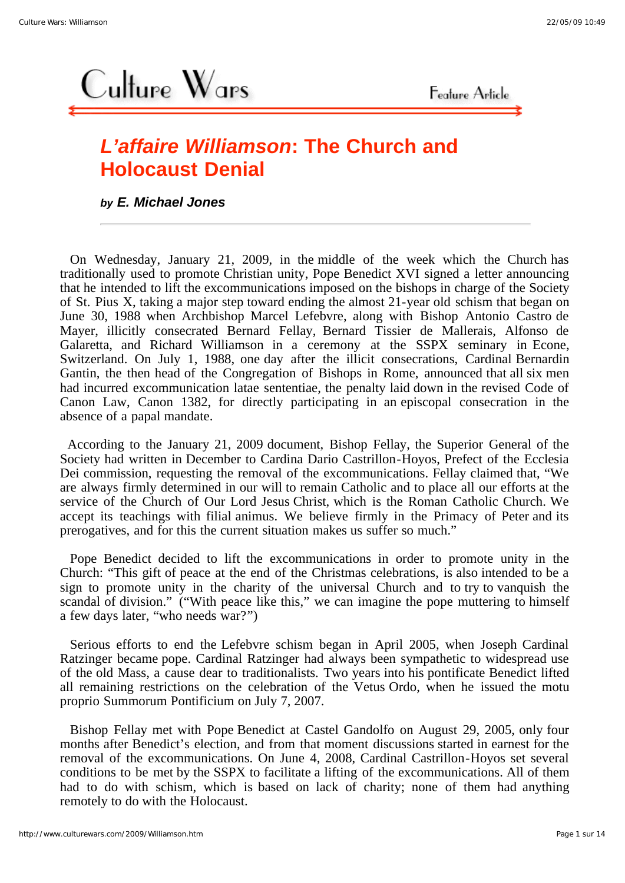Culture Wars

Feature Article

# *L'affaire Williamson*: The Church and Holocaust Denial

***by* E. Michael Jones**

---

On Wednesday, January 21, 2009, in the middle of the week which the Church has traditionally used to promote Christian unity, Pope Benedict XVI signed a letter announcing that he intended to lift the excommunications imposed on the bishops in charge of the Society of St. Pius X, taking a major step toward ending the almost 21-year old schism that began on June 30, 1988 when Archbishop Marcel Lefebvre, along with Bishop Antonio Castro de Mayer, illicitly consecrated Bernard Fellay, Bernard Tissier de Mallerais, Alfonso de Galaretta, and Richard Williamson in a ceremony at the SSPX seminary in Econe, Switzerland. On July 1, 1988, one day after the illicit consecrations, Cardinal Bernardin Gantin, the then head of the Congregation of Bishops in Rome, announced that all six men had incurred excommunication latae sententiae, the penalty laid down in the revised Code of Canon Law, Canon 1382, for directly participating in an episcopal consecration in the absence of a papal mandate.

According to the January 21, 2009 document, Bishop Fellay, the Superior General of the Society had written in December to Cardina Dario Castrillon-Hoyos, Prefect of the Ecclesia Dei commission, requesting the removal of the excommunications. Fellay claimed that, "We are always firmly determined in our will to remain Catholic and to place all our efforts at the service of the Church of Our Lord Jesus Christ, which is the Roman Catholic Church. We accept its teachings with filial animus. We believe firmly in the Primacy of Peter and its prerogatives, and for this the current situation makes us suffer so much."

Pope Benedict decided to lift the excommunications in order to promote unity in the Church: "This gift of peace at the end of the Christmas celebrations, is also intended to be a sign to promote unity in the charity of the universal Church and to try to vanquish the scandal of division." ("With peace like this," we can imagine the pope muttering to himself a few days later, "who needs war?")

Serious efforts to end the Lefebvre schism began in April 2005, when Joseph Cardinal Ratzinger became pope. Cardinal Ratzinger had always been sympathetic to widespread use of the old Mass, a cause dear to traditionalists. Two years into his pontificate Benedict lifted all remaining restrictions on the celebration of the Vetus Ordo, when he issued the motu proprio Summorum Pontificium on July 7, 2007.

Bishop Fellay met with Pope Benedict at Castel Gandolfo on August 29, 2005, only four months after Benedict's election, and from that moment discussions started in earnest for the removal of the excommunications. On June 4, 2008, Cardinal Castrillon-Hoyos set several conditions to be met by the SSPX to facilitate a lifting of the excommunications. All of them had to do with schism, which is based on lack of charity; none of them had anything remotely to do with the Holocaust.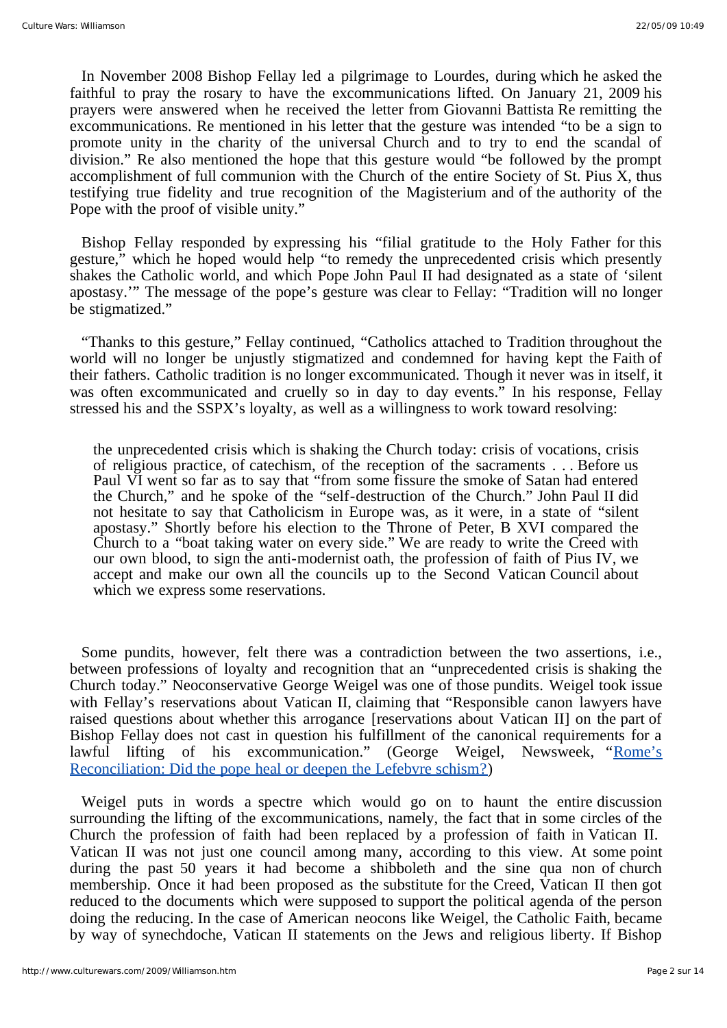In November 2008 Bishop Fellay led a pilgrimage to Lourdes, during which he asked the faithful to pray the rosary to have the excommunications lifted. On January 21, 2009 his prayers were answered when he received the letter from Giovanni Battista Re remitting the excommunications. Re mentioned in his letter that the gesture was intended "to be a sign to promote unity in the charity of the universal Church and to try to end the scandal of division." Re also mentioned the hope that this gesture would "be followed by the prompt accomplishment of full communion with the Church of the entire Society of St. Pius X, thus testifying true fidelity and true recognition of the Magisterium and of the authority of the Pope with the proof of visible unity."

Bishop Fellay responded by expressing his "filial gratitude to the Holy Father for this gesture," which he hoped would help "to remedy the unprecedented crisis which presently shakes the Catholic world, and which Pope John Paul II had designated as a state of 'silent apostasy.'" The message of the pope's gesture was clear to Fellay: "Tradition will no longer be stigmatized."

"Thanks to this gesture," Fellay continued, "Catholics attached to Tradition throughout the world will no longer be unjustly stigmatized and condemned for having kept the Faith of their fathers. Catholic tradition is no longer excommunicated. Though it never was in itself, it was often excommunicated and cruelly so in day to day events." In his response, Fellay stressed his and the SSPX's loyalty, as well as a willingness to work toward resolving:

> the unprecedented crisis which is shaking the Church today: crisis of vocations, crisis of religious practice, of catechism, of the reception of the sacraments . . . Before us Paul VI went so far as to say that "from some fissure the smoke of Satan had entered the Church," and he spoke of the "self-destruction of the Church." John Paul II did not hesitate to say that Catholicism in Europe was, as it were, in a state of "silent apostasy." Shortly before his election to the Throne of Peter, B XVI compared the Church to a "boat taking water on every side." We are ready to write the Creed with our own blood, to sign the anti-modernist oath, the profession of faith of Pius IV, we accept and make our own all the councils up to the Second Vatican Council about which we express some reservations.

Some pundits, however, felt there was a contradiction between the two assertions, i.e., between professions of loyalty and recognition that an "unprecedented crisis is shaking the Church today." Neoconservative George Weigel was one of those pundits. Weigel took issue with Fellay's reservations about Vatican II, claiming that "Responsible canon lawyers have raised questions about whether this arrogance [reservations about Vatican II] on the part of Bishop Fellay does not cast in question his fulfillment of the canonical requirements for a lawful lifting of his excommunication." (George Weigel, Newsweek, "Rome's Reconciliation: Did the pope heal or deepen the Lefebvre schism?")

Weigel puts in words a spectre which would go on to haunt the entire discussion surrounding the lifting of the excommunications, namely, the fact that in some circles of the Church the profession of faith had been replaced by a profession of faith in Vatican II. Vatican II was not just one council among many, according to this view. At some point during the past 50 years it had become a shibboleth and the sine qua non of church membership. Once it had been proposed as the substitute for the Creed, Vatican II then got reduced to the documents which were supposed to support the political agenda of the person doing the reducing. In the case of American neocons like Weigel, the Catholic Faith, became by way of synechdoche, Vatican II statements on the Jews and religious liberty. If Bishop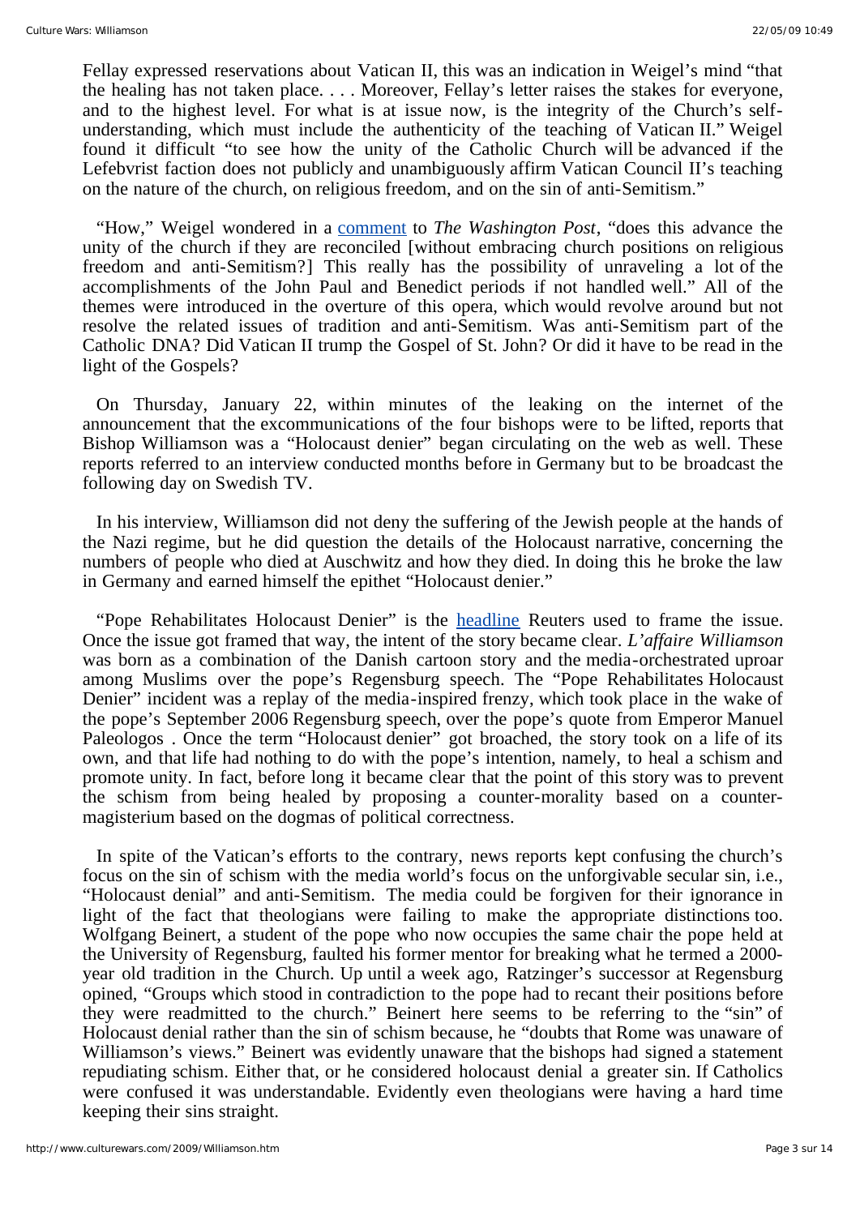Fellay expressed reservations about Vatican II, this was an indication in Weigel's mind "that the healing has not taken place. . . . Moreover, Fellay's letter raises the stakes for everyone, and to the highest level. For what is at issue now, is the integrity of the Church's self-understanding, which must include the authenticity of the teaching of Vatican II." Weigel found it difficult "to see how the unity of the Catholic Church will be advanced if the Lefebvrist faction does not publicly and unambiguously affirm Vatican Council II's teaching on the nature of the church, on religious freedom, and on the sin of anti-Semitism."

"How," Weigel wondered in a comment to *The Washington Post*, "does this advance the unity of the church if they are reconciled [without embracing church positions on religious freedom and anti-Semitism?] This really has the possibility of unraveling a lot of the accomplishments of the John Paul and Benedict periods if not handled well." All of the themes were introduced in the overture of this opera, which would revolve around but not resolve the related issues of tradition and anti-Semitism. Was anti-Semitism part of the Catholic DNA? Did Vatican II trump the Gospel of St. John? Or did it have to be read in the light of the Gospels?

On Thursday, January 22, within minutes of the leaking on the internet of the announcement that the excommunications of the four bishops were to be lifted, reports that Bishop Williamson was a "Holocaust denier" began circulating on the web as well. These reports referred to an interview conducted months before in Germany but to be broadcast the following day on Swedish TV.

In his interview, Williamson did not deny the suffering of the Jewish people at the hands of the Nazi regime, but he did question the details of the Holocaust narrative, concerning the numbers of people who died at Auschwitz and how they died. In doing this he broke the law in Germany and earned himself the epithet "Holocaust denier."

"Pope Rehabilitates Holocaust Denier" is the headline Reuters used to frame the issue. Once the issue got framed that way, the intent of the story became clear. *L'affaire Williamson* was born as a combination of the Danish cartoon story and the media-orchestrated uproar among Muslims over the pope's Regensburg speech. The "Pope Rehabilitates Holocaust Denier" incident was a replay of the media-inspired frenzy, which took place in the wake of the pope's September 2006 Regensburg speech, over the pope's quote from Emperor Manuel Paleologos . Once the term "Holocaust denier" got broached, the story took on a life of its own, and that life had nothing to do with the pope's intention, namely, to heal a schism and promote unity. In fact, before long it became clear that the point of this story was to prevent the schism from being healed by proposing a counter-morality based on a counter-magisterium based on the dogmas of political correctness.

In spite of the Vatican's efforts to the contrary, news reports kept confusing the church's focus on the sin of schism with the media world's focus on the unforgivable secular sin, i.e., "Holocaust denial" and anti-Semitism. The media could be forgiven for their ignorance in light of the fact that theologians were failing to make the appropriate distinctions too. Wolfgang Beinert, a student of the pope who now occupies the same chair the pope held at the University of Regensburg, faulted his former mentor for breaking what he termed a 2000-year old tradition in the Church. Up until a week ago, Ratzinger's successor at Regensburg opined, "Groups which stood in contradiction to the pope had to recant their positions before they were readmitted to the church." Beinert here seems to be referring to the "sin" of Holocaust denial rather than the sin of schism because, he "doubts that Rome was unaware of Williamson's views." Beinert was evidently unaware that the bishops had signed a statement repudiating schism. Either that, or he considered holocaust denial a greater sin. If Catholics were confused it was understandable. Evidently even theologians were having a hard time keeping their sins straight.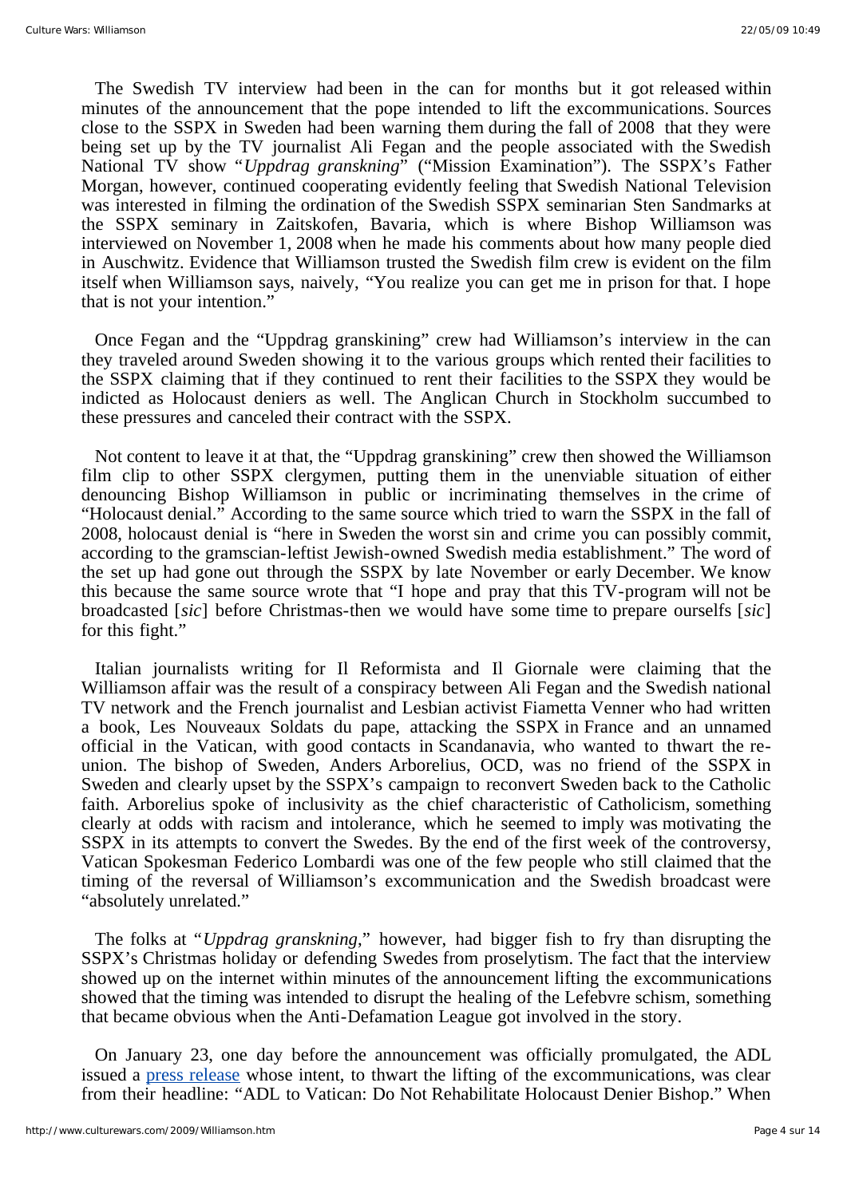The Swedish TV interview had been in the can for months but it got released within minutes of the announcement that the pope intended to lift the excommunications. Sources close to the SSPX in Sweden had been warning them during the fall of 2008 that they were being set up by the TV journalist Ali Fegan and the people associated with the Swedish National TV show "*Uppdrag granskning*" ("Mission Examination"). The SSPX's Father Morgan, however, continued cooperating evidently feeling that Swedish National Television was interested in filming the ordination of the Swedish SSPX seminarian Sten Sandmarks at the SSPX seminary in Zaitskofen, Bavaria, which is where Bishop Williamson was interviewed on November 1, 2008 when he made his comments about how many people died in Auschwitz. Evidence that Williamson trusted the Swedish film crew is evident on the film itself when Williamson says, naively, "You realize you can get me in prison for that. I hope that is not your intention."

Once Fegan and the "Uppdrag granskining" crew had Williamson's interview in the can they traveled around Sweden showing it to the various groups which rented their facilities to the SSPX claiming that if they continued to rent their facilities to the SSPX they would be indicted as Holocaust deniers as well. The Anglican Church in Stockholm succumbed to these pressures and canceled their contract with the SSPX.

Not content to leave it at that, the "Uppdrag granskining" crew then showed the Williamson film clip to other SSPX clergymen, putting them in the unenviable situation of either denouncing Bishop Williamson in public or incriminating themselves in the crime of "Holocaust denial." According to the same source which tried to warn the SSPX in the fall of 2008, holocaust denial is "here in Sweden the worst sin and crime you can possibly commit, according to the gramscian-leftist Jewish-owned Swedish media establishment." The word of the set up had gone out through the SSPX by late November or early December. We know this because the same source wrote that "I hope and pray that this TV-program will not be broadcasted [*sic*] before Christmas-then we would have some time to prepare ourselfs [*sic*] for this fight."

Italian journalists writing for Il Reformista and Il Giornale were claiming that the Williamson affair was the result of a conspiracy between Ali Fegan and the Swedish national TV network and the French journalist and Lesbian activist Fiametta Venner who had written a book, Les Nouveaux Soldats du pape, attacking the SSPX in France and an unnamed official in the Vatican, with good contacts in Scandanavia, who wanted to thwart the re-union. The bishop of Sweden, Anders Arborelius, OCD, was no friend of the SSPX in Sweden and clearly upset by the SSPX's campaign to reconvert Sweden back to the Catholic faith. Arborelius spoke of inclusivity as the chief characteristic of Catholicism, something clearly at odds with racism and intolerance, which he seemed to imply was motivating the SSPX in its attempts to convert the Swedes. By the end of the first week of the controversy, Vatican Spokesman Federico Lombardi was one of the few people who still claimed that the timing of the reversal of Williamson's excommunication and the Swedish broadcast were "absolutely unrelated."

The folks at "*Uppdrag granskning*," however, had bigger fish to fry than disrupting the SSPX's Christmas holiday or defending Swedes from proselytism. The fact that the interview showed up on the internet within minutes of the announcement lifting the excommunications showed that the timing was intended to disrupt the healing of the Lefebvre schism, something that became obvious when the Anti-Defamation League got involved in the story.

On January 23, one day before the announcement was officially promulgated, the ADL issued a press release whose intent, to thwart the lifting of the excommunications, was clear from their headline: "ADL to Vatican: Do Not Rehabilitate Holocaust Denier Bishop." When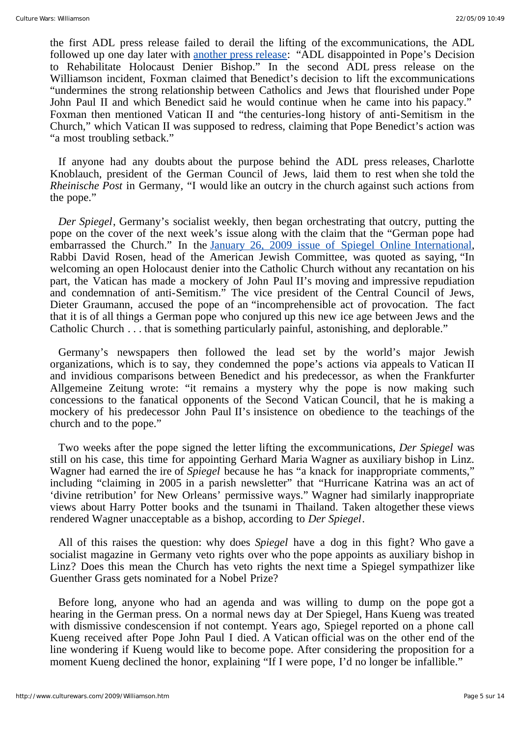the first ADL press release failed to derail the lifting of the excommunications, the ADL followed up one day later with another press release: "ADL disappointed in Pope's Decision to Rehabilitate Holocaust Denier Bishop." In the second ADL press release on the Williamson incident, Foxman claimed that Benedict's decision to lift the excommunications "undermines the strong relationship between Catholics and Jews that flourished under Pope John Paul II and which Benedict said he would continue when he came into his papacy." Foxman then mentioned Vatican II and "the centuries-long history of anti-Semitism in the Church," which Vatican II was supposed to redress, claiming that Pope Benedict's action was "a most troubling setback."

If anyone had any doubts about the purpose behind the ADL press releases, Charlotte Knoblauch, president of the German Council of Jews, laid them to rest when she told the *Rheinische Post* in Germany, "I would like an outcry in the church against such actions from the pope."

*Der Spiegel*, Germany's socialist weekly, then began orchestrating that outcry, putting the pope on the cover of the next week's issue along with the claim that the "German pope had embarrassed the Church." In the January 26, 2009 issue of Spiegel Online International, Rabbi David Rosen, head of the American Jewish Committee, was quoted as saying, "In welcoming an open Holocaust denier into the Catholic Church without any recantation on his part, the Vatican has made a mockery of John Paul II's moving and impressive repudiation and condemnation of anti-Semitism." The vice president of the Central Council of Jews, Dieter Graumann, accused the pope of an "incomprehensible act of provocation. The fact that it is of all things a German pope who conjured up this new ice age between Jews and the Catholic Church . . . that is something particularly painful, astonishing, and deplorable."

Germany's newspapers then followed the lead set by the world's major Jewish organizations, which is to say, they condemned the pope's actions via appeals to Vatican II and invidious comparisons between Benedict and his predecessor, as when the Frankfurter Allgemeine Zeitung wrote: "it remains a mystery why the pope is now making such concessions to the fanatical opponents of the Second Vatican Council, that he is making a mockery of his predecessor John Paul II's insistence on obedience to the teachings of the church and to the pope."

Two weeks after the pope signed the letter lifting the excommunications, *Der Spiegel* was still on his case, this time for appointing Gerhard Maria Wagner as auxiliary bishop in Linz. Wagner had earned the ire of *Spiegel* because he has "a knack for inappropriate comments," including "claiming in 2005 in a parish newsletter" that "Hurricane Katrina was an act of 'divine retribution' for New Orleans' permissive ways." Wagner had similarly inappropriate views about Harry Potter books and the tsunami in Thailand. Taken altogether these views rendered Wagner unacceptable as a bishop, according to *Der Spiegel*.

All of this raises the question: why does *Spiegel* have a dog in this fight? Who gave a socialist magazine in Germany veto rights over who the pope appoints as auxiliary bishop in Linz? Does this mean the Church has veto rights the next time a Spiegel sympathizer like Guenther Grass gets nominated for a Nobel Prize?

Before long, anyone who had an agenda and was willing to dump on the pope got a hearing in the German press. On a normal news day at Der Spiegel, Hans Kueng was treated with dismissive condescension if not contempt. Years ago, Spiegel reported on a phone call Kueng received after Pope John Paul I died. A Vatican official was on the other end of the line wondering if Kueng would like to become pope. After considering the proposition for a moment Kueng declined the honor, explaining "If I were pope, I'd no longer be infallible."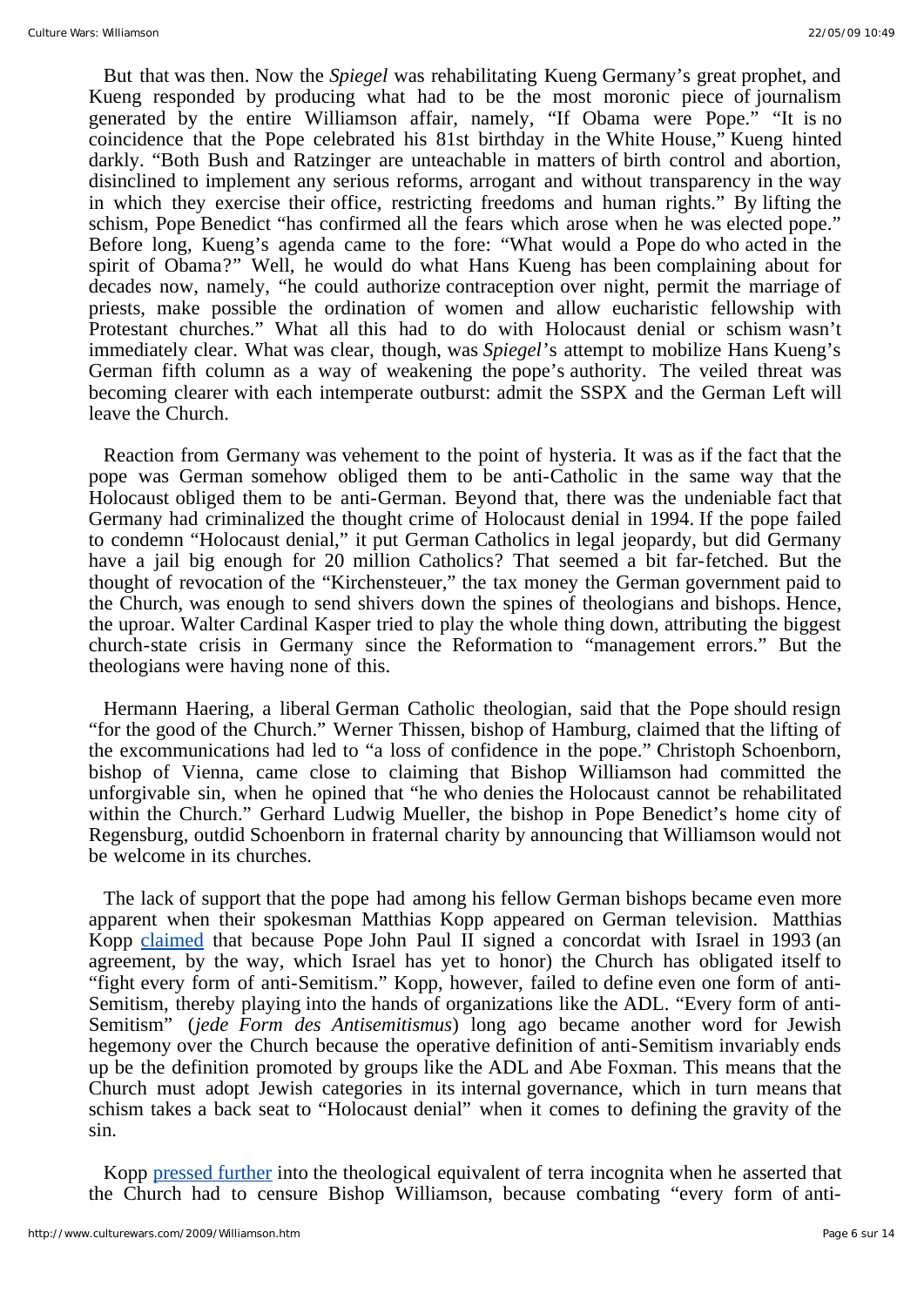But that was then. Now the *Spiegel* was rehabilitating Kueng Germany's great prophet, and Kueng responded by producing what had to be the most moronic piece of journalism generated by the entire Williamson affair, namely, "If Obama were Pope." "It is no coincidence that the Pope celebrated his 81st birthday in the White House," Kueng hinted darkly. "Both Bush and Ratzinger are unteachable in matters of birth control and abortion, disinclined to implement any serious reforms, arrogant and without transparency in the way in which they exercise their office, restricting freedoms and human rights." By lifting the schism, Pope Benedict "has confirmed all the fears which arose when he was elected pope." Before long, Kueng's agenda came to the fore: "What would a Pope do who acted in the spirit of Obama?" Well, he would do what Hans Kueng has been complaining about for decades now, namely, "he could authorize contraception over night, permit the marriage of priests, make possible the ordination of women and allow eucharistic fellowship with Protestant churches." What all this had to do with Holocaust denial or schism wasn't immediately clear. What was clear, though, was *Spiegel*'s attempt to mobilize Hans Kueng's German fifth column as a way of weakening the pope's authority. The veiled threat was becoming clearer with each intemperate outburst: admit the SSPX and the German Left will leave the Church.

Reaction from Germany was vehement to the point of hysteria. It was as if the fact that the pope was German somehow obliged them to be anti-Catholic in the same way that the Holocaust obliged them to be anti-German. Beyond that, there was the undeniable fact that Germany had criminalized the thought crime of Holocaust denial in 1994. If the pope failed to condemn "Holocaust denial," it put German Catholics in legal jeopardy, but did Germany have a jail big enough for 20 million Catholics? That seemed a bit far-fetched. But the thought of revocation of the "Kirchensteuer," the tax money the German government paid to the Church, was enough to send shivers down the spines of theologians and bishops. Hence, the uproar. Walter Cardinal Kasper tried to play the whole thing down, attributing the biggest church-state crisis in Germany since the Reformation to "management errors." But the theologians were having none of this.

Hermann Haering, a liberal German Catholic theologian, said that the Pope should resign "for the good of the Church." Werner Thissen, bishop of Hamburg, claimed that the lifting of the excommunications had led to "a loss of confidence in the pope." Christoph Schoenborn, bishop of Vienna, came close to claiming that Bishop Williamson had committed the unforgivable sin, when he opined that "he who denies the Holocaust cannot be rehabilitated within the Church." Gerhard Ludwig Mueller, the bishop in Pope Benedict's home city of Regensburg, outdid Schoenborn in fraternal charity by announcing that Williamson would not be welcome in its churches.

The lack of support that the pope had among his fellow German bishops became even more apparent when their spokesman Matthias Kopp appeared on German television. Matthias Kopp claimed that because Pope John Paul II signed a concordat with Israel in 1993 (an agreement, by the way, which Israel has yet to honor) the Church has obligated itself to "fight every form of anti-Semitism." Kopp, however, failed to define even one form of anti-Semitism, thereby playing into the hands of organizations like the ADL. "Every form of anti-Semitism" (*jede Form des Antisemitismus*) long ago became another word for Jewish hegemony over the Church because the operative definition of anti-Semitism invariably ends up be the definition promoted by groups like the ADL and Abe Foxman. This means that the Church must adopt Jewish categories in its internal governance, which in turn means that schism takes a back seat to "Holocaust denial" when it comes to defining the gravity of the sin.

Kopp pressed further into the theological equivalent of terra incognita when he asserted that the Church had to censure Bishop Williamson, because combating "every form of anti-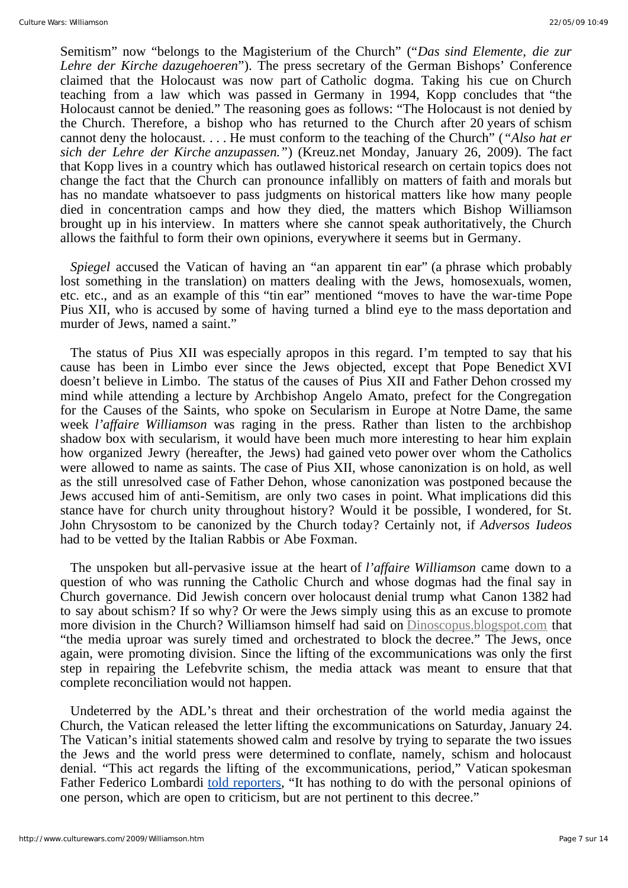Semitism" now "belongs to the Magisterium of the Church" ("*Das sind Elemente, die zur Lehre der Kirche dazugehoeren*"). The press secretary of the German Bishops' Conference claimed that the Holocaust was now part of Catholic dogma. Taking his cue on Church teaching from a law which was passed in Germany in 1994, Kopp concludes that "the Holocaust cannot be denied." The reasoning goes as follows: "The Holocaust is not denied by the Church. Therefore, a bishop who has returned to the Church after 20 years of schism cannot deny the holocaust. . . . He must conform to the teaching of the Church" (*"Also hat er sich der Lehre der Kirche anzupassen."*) (Kreuz.net Monday, January 26, 2009). The fact that Kopp lives in a country which has outlawed historical research on certain topics does not change the fact that the Church can pronounce infallibly on matters of faith and morals but has no mandate whatsoever to pass judgments on historical matters like how many people died in concentration camps and how they died, the matters which Bishop Williamson brought up in his interview. In matters where she cannot speak authoritatively, the Church allows the faithful to form their own opinions, everywhere it seems but in Germany.

*Spiegel* accused the Vatican of having an "an apparent tin ear" (a phrase which probably lost something in the translation) on matters dealing with the Jews, homosexuals, women, etc. etc., and as an example of this "tin ear" mentioned "moves to have the war-time Pope Pius XII, who is accused by some of having turned a blind eye to the mass deportation and murder of Jews, named a saint."

The status of Pius XII was especially apropos in this regard. I'm tempted to say that his cause has been in Limbo ever since the Jews objected, except that Pope Benedict XVI doesn't believe in Limbo. The status of the causes of Pius XII and Father Dehon crossed my mind while attending a lecture by Archbishop Angelo Amato, prefect for the Congregation for the Causes of the Saints, who spoke on Secularism in Europe at Notre Dame, the same week *l'affaire Williamson* was raging in the press. Rather than listen to the archbishop shadow box with secularism, it would have been much more interesting to hear him explain how organized Jewry (hereafter, the Jews) had gained veto power over whom the Catholics were allowed to name as saints. The case of Pius XII, whose canonization is on hold, as well as the still unresolved case of Father Dehon, whose canonization was postponed because the Jews accused him of anti-Semitism, are only two cases in point. What implications did this stance have for church unity throughout history? Would it be possible, I wondered, for St. John Chrysostom to be canonized by the Church today? Certainly not, if *Adversos Iudeos* had to be vetted by the Italian Rabbis or Abe Foxman.

The unspoken but all-pervasive issue at the heart of *l'affaire Williamson* came down to a question of who was running the Catholic Church and whose dogmas had the final say in Church governance. Did Jewish concern over holocaust denial trump what Canon 1382 had to say about schism? If so why? Or were the Jews simply using this as an excuse to promote more division in the Church? Williamson himself had said on Dinoscopus.blogspot.com that "the media uproar was surely timed and orchestrated to block the decree." The Jews, once again, were promoting division. Since the lifting of the excommunications was only the first step in repairing the Lefebvrite schism, the media attack was meant to ensure that that complete reconciliation would not happen.

Undeterred by the ADL's threat and their orchestration of the world media against the Church, the Vatican released the letter lifting the excommunications on Saturday, January 24. The Vatican's initial statements showed calm and resolve by trying to separate the two issues the Jews and the world press were determined to conflate, namely, schism and holocaust denial. "This act regards the lifting of the excommunications, period," Vatican spokesman Father Federico Lombardi told reporters, "It has nothing to do with the personal opinions of one person, which are open to criticism, but are not pertinent to this decree."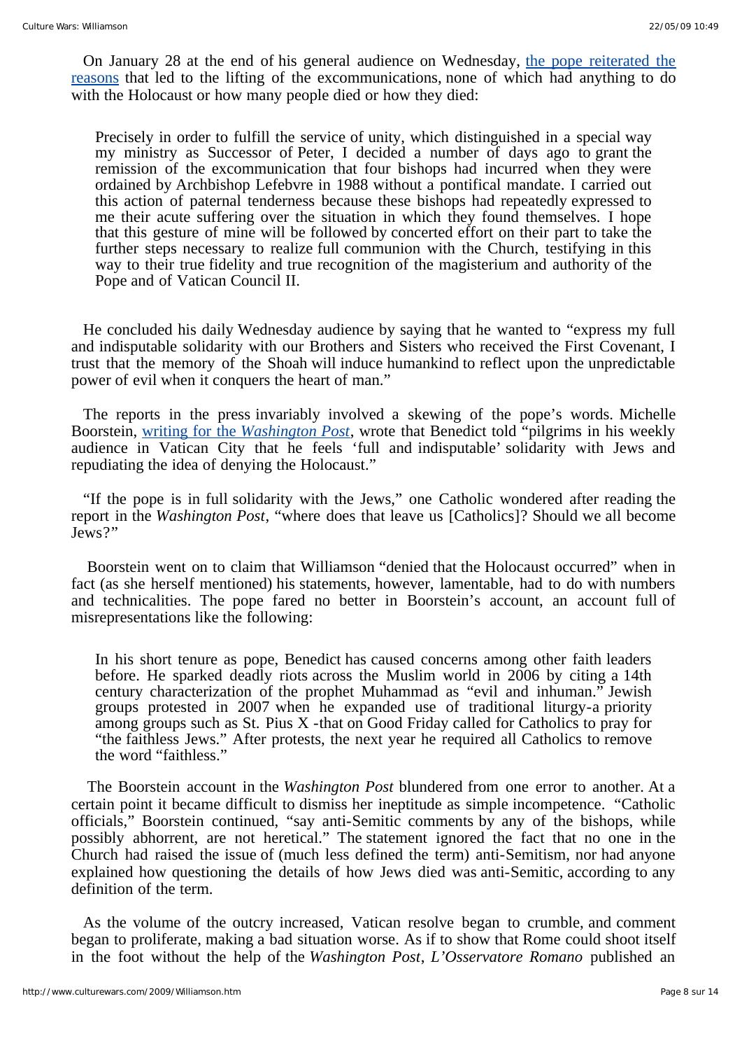On January 28 at the end of his general audience on Wednesday, [the pope reiterated the reasons](#) that led to the lifting of the excommunications, none of which had anything to do with the Holocaust or how many people died or how they died:

> Precisely in order to fulfill the service of unity, which distinguished in a special way my ministry as Successor of Peter, I decided a number of days ago to grant the remission of the excommunication that four bishops had incurred when they were ordained by Archbishop Lefebvre in 1988 without a pontifical mandate. I carried out this action of paternal tenderness because these bishops had repeatedly expressed to me their acute suffering over the situation in which they found themselves. I hope that this gesture of mine will be followed by concerted effort on their part to take the further steps necessary to realize full communion with the Church, testifying in this way to their true fidelity and true recognition of the magisterium and authority of the Pope and of Vatican Council II.

He concluded his daily Wednesday audience by saying that he wanted to "express my full and indisputable solidarity with our Brothers and Sisters who received the First Covenant, I trust that the memory of the Shoah will induce humankind to reflect upon the unpredictable power of evil when it conquers the heart of man."

The reports in the press invariably involved a skewing of the pope's words. Michelle Boorstein, [writing for the *Washington Post*](#), wrote that Benedict told "pilgrims in his weekly audience in Vatican City that he feels 'full and indisputable' solidarity with Jews and repudiating the idea of denying the Holocaust."

"If the pope is in full solidarity with the Jews," one Catholic wondered after reading the report in the *Washington Post*, "where does that leave us [Catholics]? Should we all become Jews?"

Boorstein went on to claim that Williamson "denied that the Holocaust occurred" when in fact (as she herself mentioned) his statements, however, lamentable, had to do with numbers and technicalities. The pope fared no better in Boorstein's account, an account full of misrepresentations like the following:

> In his short tenure as pope, Benedict has caused concerns among other faith leaders before. He sparked deadly riots across the Muslim world in 2006 by citing a 14th century characterization of the prophet Muhammad as "evil and inhuman." Jewish groups protested in 2007 when he expanded use of traditional liturgy-a priority among groups such as St. Pius X -that on Good Friday called for Catholics to pray for "the faithless Jews." After protests, the next year he required all Catholics to remove the word "faithless."

The Boorstein account in the *Washington Post* blundered from one error to another. At a certain point it became difficult to dismiss her ineptitude as simple incompetence. "Catholic officials," Boorstein continued, "say anti-Semitic comments by any of the bishops, while possibly abhorrent, are not heretical." The statement ignored the fact that no one in the Church had raised the issue of (much less defined the term) anti-Semitism, nor had anyone explained how questioning the details of how Jews died was anti-Semitic, according to any definition of the term.

As the volume of the outcry increased, Vatican resolve began to crumble, and comment began to proliferate, making a bad situation worse. As if to show that Rome could shoot itself in the foot without the help of the *Washington Post*, *L'Osservatore Romano* published an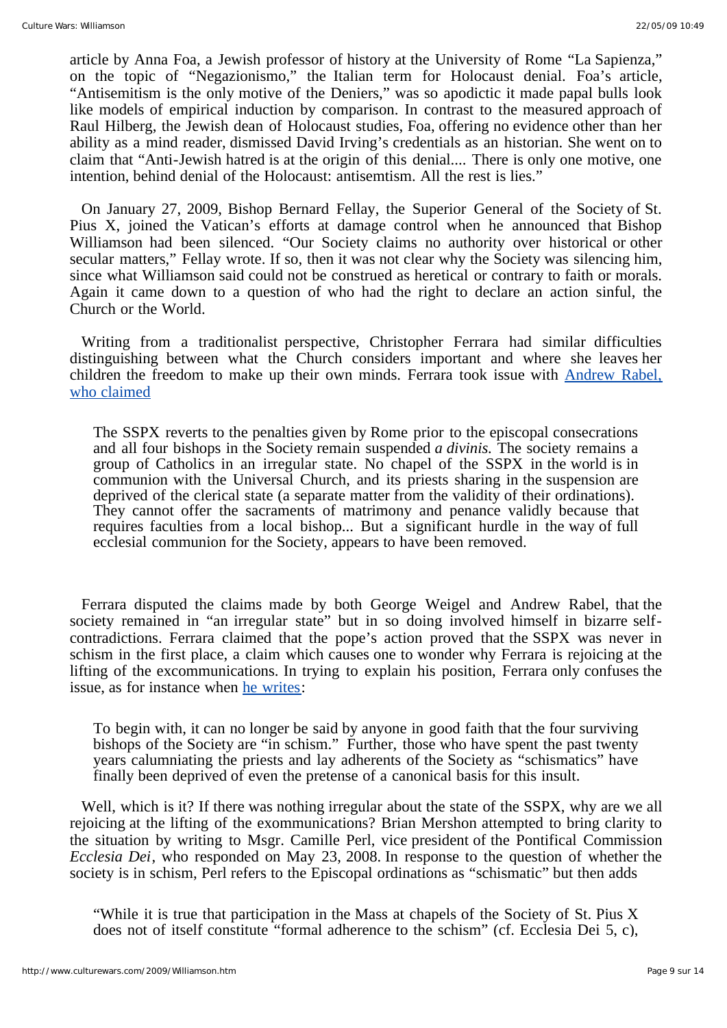article by Anna Foa, a Jewish professor of history at the University of Rome "La Sapienza," on the topic of "Negazionismo," the Italian term for Holocaust denial. Foa's article, "Antisemitism is the only motive of the Deniers," was so apodictic it made papal bulls look like models of empirical induction by comparison. In contrast to the measured approach of Raul Hilberg, the Jewish dean of Holocaust studies, Foa, offering no evidence other than her ability as a mind reader, dismissed David Irving's credentials as an historian. She went on to claim that "Anti-Jewish hatred is at the origin of this denial.... There is only one motive, one intention, behind denial of the Holocaust: antisemtism. All the rest is lies."

On January 27, 2009, Bishop Bernard Fellay, the Superior General of the Society of St. Pius X, joined the Vatican's efforts at damage control when he announced that Bishop Williamson had been silenced. "Our Society claims no authority over historical or other secular matters," Fellay wrote. If so, then it was not clear why the Society was silencing him, since what Williamson said could not be construed as heretical or contrary to faith or morals. Again it came down to a question of who had the right to declare an action sinful, the Church or the World.

Writing from a traditionalist perspective, Christopher Ferrara had similar difficulties distinguishing between what the Church considers important and where she leaves her children the freedom to make up their own minds. Ferrara took issue with Andrew Rabel, who claimed

> The SSPX reverts to the penalties given by Rome prior to the episcopal consecrations and all four bishops in the Society remain suspended *a divinis.* The society remains a group of Catholics in an irregular state. No chapel of the SSPX in the world is in communion with the Universal Church, and its priests sharing in the suspension are deprived of the clerical state (a separate matter from the validity of their ordinations). They cannot offer the sacraments of matrimony and penance validly because that requires faculties from a local bishop... But a significant hurdle in the way of full ecclesial communion for the Society, appears to have been removed.

Ferrara disputed the claims made by both George Weigel and Andrew Rabel, that the society remained in "an irregular state" but in so doing involved himself in bizarre self-contradictions. Ferrara claimed that the pope's action proved that the SSPX was never in schism in the first place, a claim which causes one to wonder why Ferrara is rejoicing at the lifting of the excommunications. In trying to explain his position, Ferrara only confuses the issue, as for instance when he writes:

> To begin with, it can no longer be said by anyone in good faith that the four surviving bishops of the Society are "in schism." Further, those who have spent the past twenty years calumniating the priests and lay adherents of the Society as "schismatics" have finally been deprived of even the pretense of a canonical basis for this insult.

Well, which is it? If there was nothing irregular about the state of the SSPX, why are we all rejoicing at the lifting of the exommunications? Brian Mershon attempted to bring clarity to the situation by writing to Msgr. Camille Perl, vice president of the Pontifical Commission *Ecclesia Dei*, who responded on May 23, 2008. In response to the question of whether the society is in schism, Perl refers to the Episcopal ordinations as "schismatic" but then adds

> "While it is true that participation in the Mass at chapels of the Society of St. Pius X does not of itself constitute "formal adherence to the schism" (cf. Ecclesia Dei 5, c),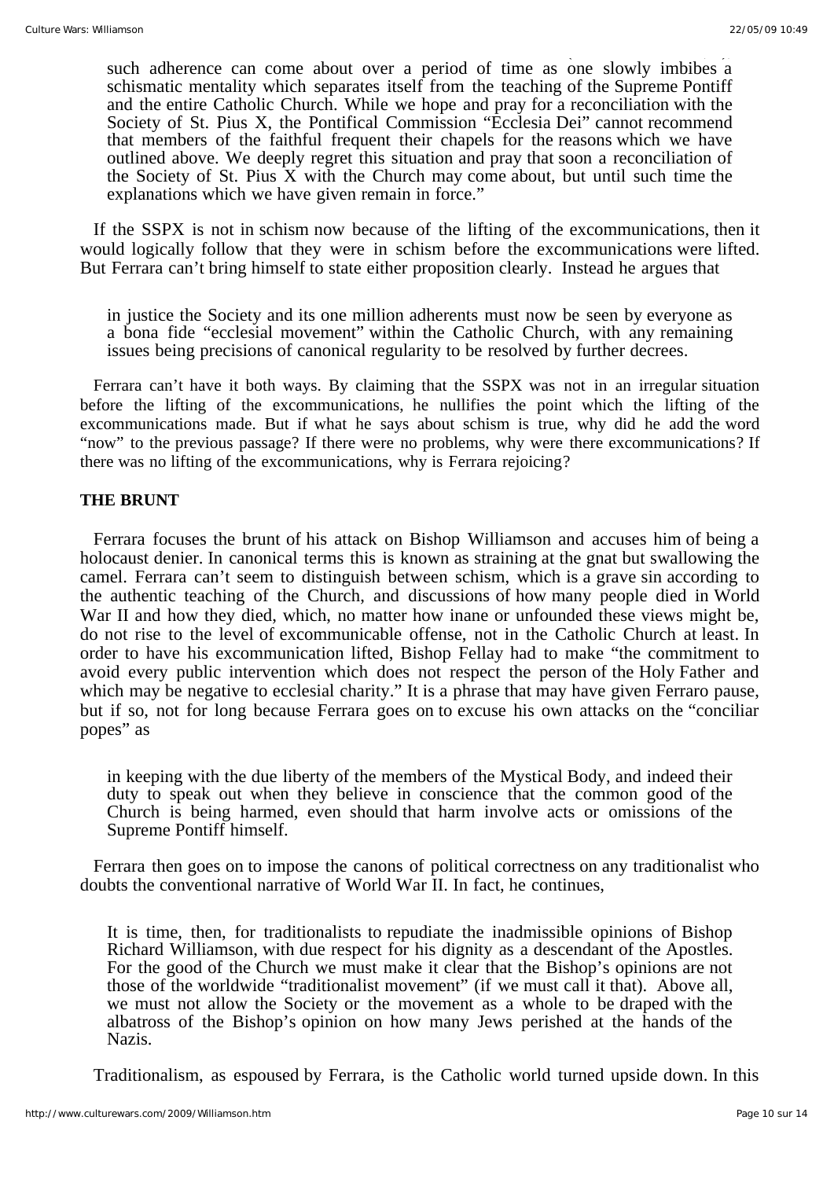such adherence can come about over a period of time as one slowly imbibes a schismatic mentality which separates itself from the teaching of the Supreme Pontiff and the entire Catholic Church. While we hope and pray for a reconciliation with the Society of St. Pius X, the Pontifical Commission "Ecclesia Dei" cannot recommend that members of the faithful frequent their chapels for the reasons which we have outlined above. We deeply regret this situation and pray that soon a reconciliation of the Society of St. Pius X with the Church may come about, but until such time the explanations which we have given remain in force."

If the SSPX is not in schism now because of the lifting of the excommunications, then it would logically follow that they were in schism before the excommunications were lifted. But Ferrara can't bring himself to state either proposition clearly. Instead he argues that

> in justice the Society and its one million adherents must now be seen by everyone as a bona fide "ecclesial movement" within the Catholic Church, with any remaining issues being precisions of canonical regularity to be resolved by further decrees.

Ferrara can't have it both ways. By claiming that the SSPX was not in an irregular situation before the lifting of the excommunications, he nullifies the point which the lifting of the excommunications made. But if what he says about schism is true, why did he add the word "now" to the previous passage? If there were no problems, why were there excommunications? If there was no lifting of the excommunications, why is Ferrara rejoicing?

**THE BRUNT**

Ferrara focuses the brunt of his attack on Bishop Williamson and accuses him of being a holocaust denier. In canonical terms this is known as straining at the gnat but swallowing the camel. Ferrara can't seem to distinguish between schism, which is a grave sin according to the authentic teaching of the Church, and discussions of how many people died in World War II and how they died, which, no matter how inane or unfounded these views might be, do not rise to the level of excommunicable offense, not in the Catholic Church at least. In order to have his excommunication lifted, Bishop Fellay had to make "the commitment to avoid every public intervention which does not respect the person of the Holy Father and which may be negative to ecclesial charity." It is a phrase that may have given Ferraro pause, but if so, not for long because Ferrara goes on to excuse his own attacks on the "conciliar popes" as

> in keeping with the due liberty of the members of the Mystical Body, and indeed their duty to speak out when they believe in conscience that the common good of the Church is being harmed, even should that harm involve acts or omissions of the Supreme Pontiff himself.

Ferrara then goes on to impose the canons of political correctness on any traditionalist who doubts the conventional narrative of World War II. In fact, he continues,

> It is time, then, for traditionalists to repudiate the inadmissible opinions of Bishop Richard Williamson, with due respect for his dignity as a descendant of the Apostles. For the good of the Church we must make it clear that the Bishop's opinions are not those of the worldwide "traditionalist movement" (if we must call it that). Above all, we must not allow the Society or the movement as a whole to be draped with the albatross of the Bishop's opinion on how many Jews perished at the hands of the Nazis.

Traditionalism, as espoused by Ferrara, is the Catholic world turned upside down. In this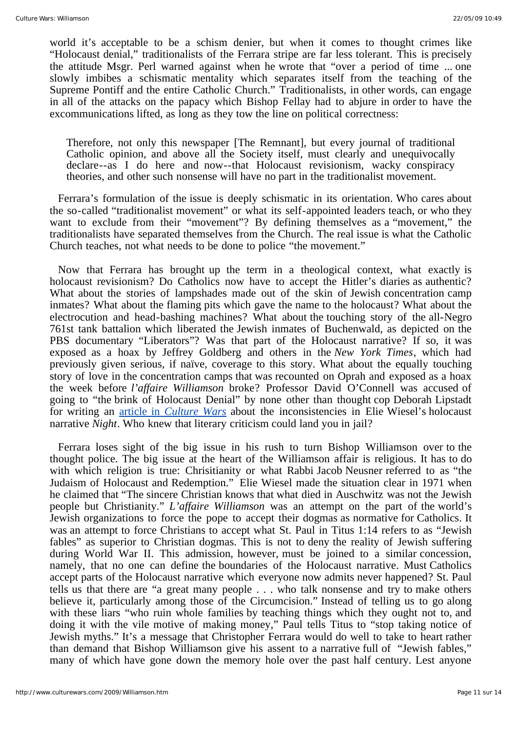world it's acceptable to be a schism denier, but when it comes to thought crimes like "Holocaust denial," traditionalists of the Ferrara stripe are far less tolerant. This is precisely the attitude Msgr. Perl warned against when he wrote that "over a period of time ... one slowly imbibes a schismatic mentality which separates itself from the teaching of the Supreme Pontiff and the entire Catholic Church." Traditionalists, in other words, can engage in all of the attacks on the papacy which Bishop Fellay had to abjure in order to have the excommunications lifted, as long as they tow the line on political correctness:

> Therefore, not only this newspaper [The Remnant], but every journal of traditional Catholic opinion, and above all the Society itself, must clearly and unequivocally declare--as I do here and now--that Holocaust revisionism, wacky conspiracy theories, and other such nonsense will have no part in the traditionalist movement.

Ferrara's formulation of the issue is deeply schismatic in its orientation. Who cares about the so-called "traditionalist movement" or what its self-appointed leaders teach, or who they want to exclude from their "movement"? By defining themselves as a "movement," the traditionalists have separated themselves from the Church. The real issue is what the Catholic Church teaches, not what needs to be done to police "the movement."

Now that Ferrara has brought up the term in a theological context, what exactly is holocaust revisionism? Do Catholics now have to accept the Hitler's diaries as authentic? What about the stories of lampshades made out of the skin of Jewish concentration camp inmates? What about the flaming pits which gave the name to the holocaust? What about the electrocution and head-bashing machines? What about the touching story of the all-Negro 761st tank battalion which liberated the Jewish inmates of Buchenwald, as depicted on the PBS documentary "Liberators"? Was that part of the Holocaust narrative? If so, it was exposed as a hoax by Jeffrey Goldberg and others in the *New York Times*, which had previously given serious, if naïve, coverage to this story. What about the equally touching story of love in the concentration camps that was recounted on Oprah and exposed as a hoax the week before *l'affaire Williamson* broke? Professor David O'Connell was accused of going to "the brink of Holocaust Denial" by none other than thought cop Deborah Lipstadt for writing an [article in *Culture Wars*] about the inconsistencies in Elie Wiesel's holocaust narrative *Night*. Who knew that literary criticism could land you in jail?

Ferrara loses sight of the big issue in his rush to turn Bishop Williamson over to the thought police. The big issue at the heart of the Williamson affair is religious. It has to do with which religion is true: Chrisitianity or what Rabbi Jacob Neusner referred to as "the Judaism of Holocaust and Redemption." Elie Wiesel made the situation clear in 1971 when he claimed that "The sincere Christian knows that what died in Auschwitz was not the Jewish people but Christianity." *L'affaire Williamson* was an attempt on the part of the world's Jewish organizations to force the pope to accept their dogmas as normative for Catholics. It was an attempt to force Christians to accept what St. Paul in Titus 1:14 refers to as "Jewish fables" as superior to Christian dogmas. This is not to deny the reality of Jewish suffering during World War II. This admission, however, must be joined to a similar concession, namely, that no one can define the boundaries of the Holocaust narrative. Must Catholics accept parts of the Holocaust narrative which everyone now admits never happened? St. Paul tells us that there are "a great many people . . . who talk nonsense and try to make others believe it, particularly among those of the Circumcision." Instead of telling us to go along with these liars "who ruin whole families by teaching things which they ought not to, and doing it with the vile motive of making money," Paul tells Titus to "stop taking notice of Jewish myths." It's a message that Christopher Ferrara would do well to take to heart rather than demand that Bishop Williamson give his assent to a narrative full of "Jewish fables," many of which have gone down the memory hole over the past half century. Lest anyone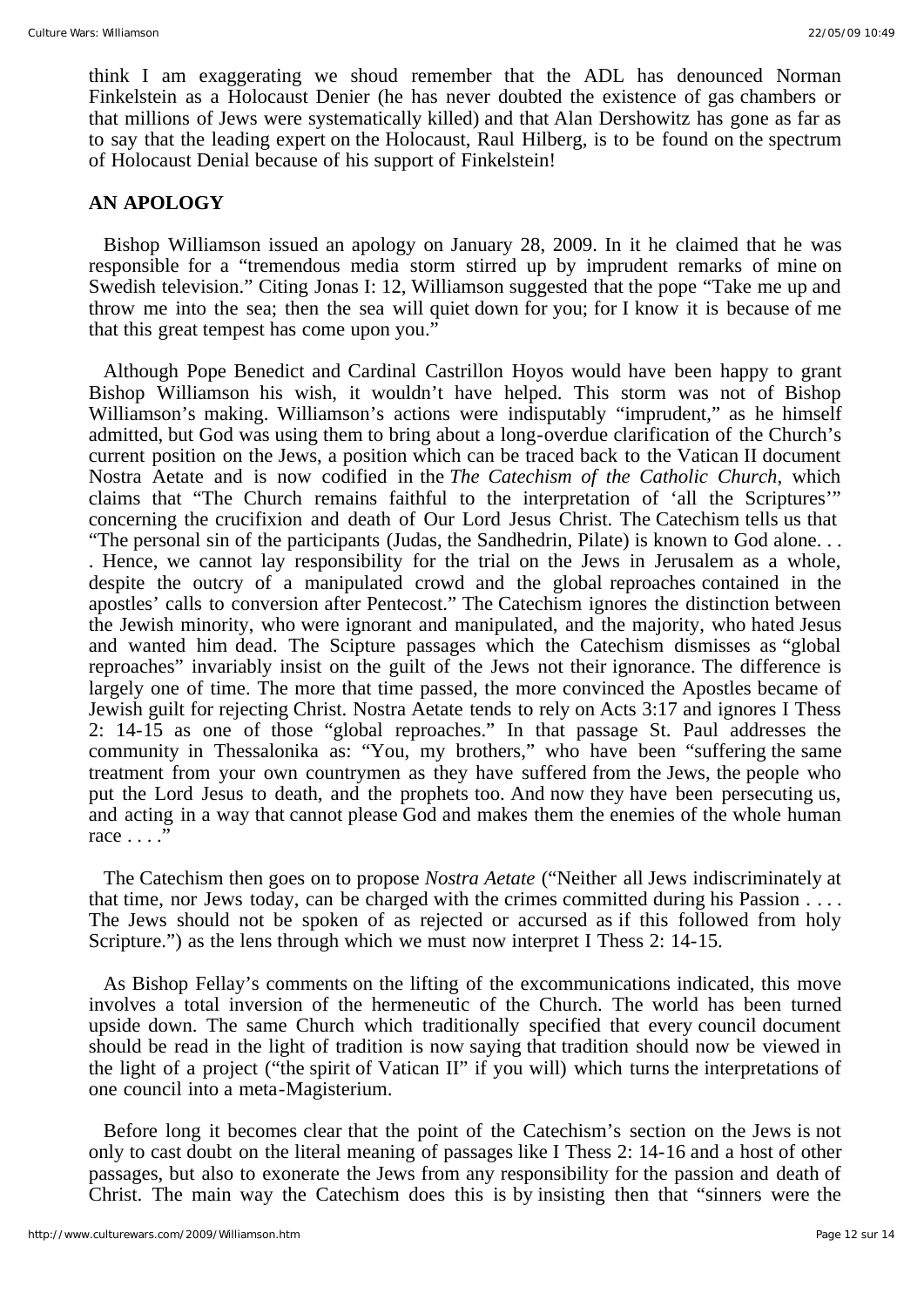think I am exaggerating we shoud remember that the ADL has denounced Norman Finkelstein as a Holocaust Denier (he has never doubted the existence of gas chambers or that millions of Jews were systematically killed) and that Alan Dershowitz has gone as far as to say that the leading expert on the Holocaust, Raul Hilberg, is to be found on the spectrum of Holocaust Denial because of his support of Finkelstein!

## AN APOLOGY

Bishop Williamson issued an apology on January 28, 2009. In it he claimed that he was responsible for a "tremendous media storm stirred up by imprudent remarks of mine on Swedish television." Citing Jonas I: 12, Williamson suggested that the pope "Take me up and throw me into the sea; then the sea will quiet down for you; for I know it is because of me that this great tempest has come upon you."

Although Pope Benedict and Cardinal Castrillon Hoyos would have been happy to grant Bishop Williamson his wish, it wouldn't have helped. This storm was not of Bishop Williamson's making. Williamson's actions were indisputably "imprudent," as he himself admitted, but God was using them to bring about a long-overdue clarification of the Church's current position on the Jews, a position which can be traced back to the Vatican II document Nostra Aetate and is now codified in the *The Catechism of the Catholic Church*, which claims that "The Church remains faithful to the interpretation of 'all the Scriptures'" concerning the crucifixion and death of Our Lord Jesus Christ. The Catechism tells us that "The personal sin of the participants (Judas, the Sandhedrin, Pilate) is known to God alone. . . . Hence, we cannot lay responsibility for the trial on the Jews in Jerusalem as a whole, despite the outcry of a manipulated crowd and the global reproaches contained in the apostles' calls to conversion after Pentecost." The Catechism ignores the distinction between the Jewish minority, who were ignorant and manipulated, and the majority, who hated Jesus and wanted him dead. The Scipture passages which the Catechism dismisses as "global reproaches" invariably insist on the guilt of the Jews not their ignorance. The difference is largely one of time. The more that time passed, the more convinced the Apostles became of Jewish guilt for rejecting Christ. Nostra Aetate tends to rely on Acts 3:17 and ignores I Thess 2: 14-15 as one of those "global reproaches." In that passage St. Paul addresses the community in Thessalonika as: "You, my brothers," who have been "suffering the same treatment from your own countrymen as they have suffered from the Jews, the people who put the Lord Jesus to death, and the prophets too. And now they have been persecuting us, and acting in a way that cannot please God and makes them the enemies of the whole human race . . . ."

The Catechism then goes on to propose *Nostra Aetate* ("Neither all Jews indiscriminately at that time, nor Jews today, can be charged with the crimes committed during his Passion . . . . The Jews should not be spoken of as rejected or accursed as if this followed from holy Scripture.") as the lens through which we must now interpret I Thess 2: 14-15.

As Bishop Fellay's comments on the lifting of the excommunications indicated, this move involves a total inversion of the hermeneutic of the Church. The world has been turned upside down. The same Church which traditionally specified that every council document should be read in the light of tradition is now saying that tradition should now be viewed in the light of a project ("the spirit of Vatican II" if you will) which turns the interpretations of one council into a meta-Magisterium.

Before long it becomes clear that the point of the Catechism's section on the Jews is not only to cast doubt on the literal meaning of passages like I Thess 2: 14-16 and a host of other passages, but also to exonerate the Jews from any responsibility for the passion and death of Christ. The main way the Catechism does this is by insisting then that "sinners were the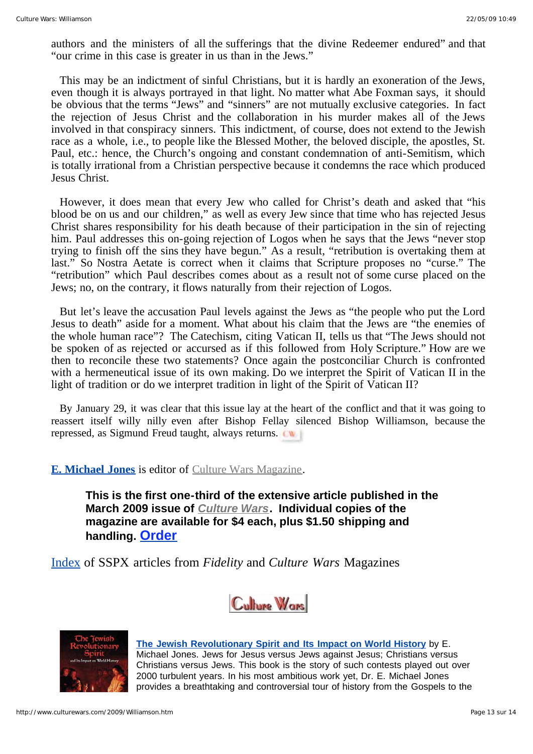authors and the ministers of all the sufferings that the divine Redeemer endured" and that "our crime in this case is greater in us than in the Jews."

This may be an indictment of sinful Christians, but it is hardly an exoneration of the Jews, even though it is always portrayed in that light. No matter what Abe Foxman says, it should be obvious that the terms "Jews" and "sinners" are not mutually exclusive categories. In fact the rejection of Jesus Christ and the collaboration in his murder makes all of the Jews involved in that conspiracy sinners. This indictment, of course, does not extend to the Jewish race as a whole, i.e., to people like the Blessed Mother, the beloved disciple, the apostles, St. Paul, etc.: hence, the Church's ongoing and constant condemnation of anti-Semitism, which is totally irrational from a Christian perspective because it condemns the race which produced Jesus Christ.

However, it does mean that every Jew who called for Christ's death and asked that "his blood be on us and our children," as well as every Jew since that time who has rejected Jesus Christ shares responsibility for his death because of their participation in the sin of rejecting him. Paul addresses this on-going rejection of Logos when he says that the Jews "never stop trying to finish off the sins they have begun." As a result, "retribution is overtaking them at last." So Nostra Aetate is correct when it claims that Scripture proposes no "curse." The "retribution" which Paul describes comes about as a result not of some curse placed on the Jews; no, on the contrary, it flows naturally from their rejection of Logos.

But let's leave the accusation Paul levels against the Jews as "the people who put the Lord Jesus to death" aside for a moment. What about his claim that the Jews are "the enemies of the whole human race"? The Catechism, citing Vatican II, tells us that "The Jews should not be spoken of as rejected or accursed as if this followed from Holy Scripture." How are we then to reconcile these two statements? Once again the postconciliar Church is confronted with a hermeneutical issue of its own making. Do we interpret the Spirit of Vatican II in the light of tradition or do we interpret tradition in light of the Spirit of Vatican II?

By January 29, it was clear that this issue lay at the heart of the conflict and that it was going to reassert itself willy nilly even after Bishop Fellay silenced Bishop Williamson, because the repressed, as Sigmund Freud taught, always returns.

**E. Michael Jones** is editor of Culture Wars Magazine.

**This is the first one-third of the extensive article published in the March 2009 issue of *Culture Wars*. Individual copies of the magazine are available for $4 each, plus $1.50 shipping and handling. Order**

Index of SSPX articles from *Fidelity* and *Culture Wars* Magazines

**The Jewish Revolutionary Spirit and Its Impact on World History** by E. Michael Jones. Jews for Jesus versus Jews against Jesus; Christians versus Christians versus Jews. This book is the story of such contests played out over 2000 turbulent years. In his most ambitious work yet, Dr. E. Michael Jones provides a breathtaking and controversial tour of history from the Gospels to the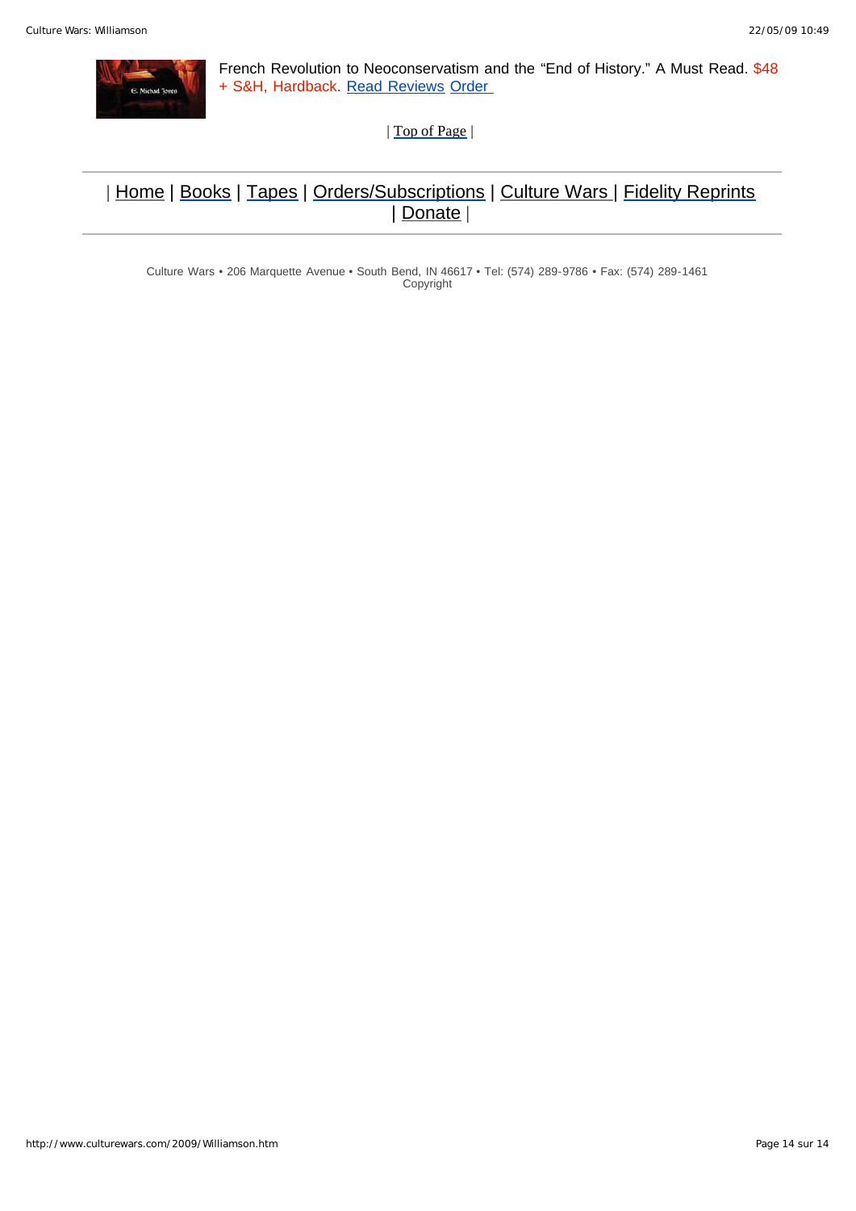French Revolution to Neoconservatism and the “End of History.” A Must Read. $48 + S&H, Hardback. Read Reviews Order

| Top of Page |

---

| Home | Books | Tapes | Orders/Subscriptions | Culture Wars | Fidelity Reprints | Donate |

---

Culture Wars • 206 Marquette Avenue • South Bend, IN 46617 • Tel: (574) 289-9786 • Fax: (574) 289-1461
Copyright